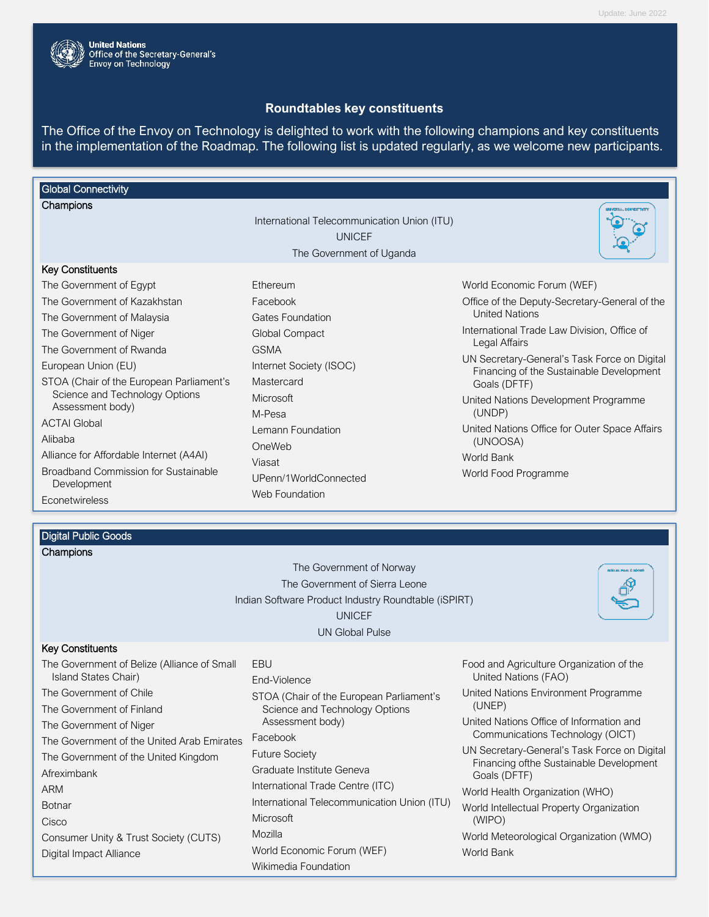Update: June 2022

United Nations
Office of the Secretary-General's
Envoy on Technology

# Roundtables key constituents

The Office of the Envoy on Technology is delighted to work with the following champions and key constituents in the implementation of the Roadmap. The following list is updated regularly, as we welcome new participants.

## Global Connectivity

### Champions

International Telecommunication Union (ITU)
UNICEF
The Government of Uganda

### Key Constituents

- The Government of Egypt
- The Government of Kazakhstan
- The Government of Malaysia
- The Government of Niger
- The Government of Rwanda
- European Union (EU)
- STOA (Chair of the European Parliament's Science and Technology Options Assessment body)
- ACTAI Global
- Alibaba
- Alliance for Affordable Internet (A4AI)
- Broadband Commission for Sustainable Development
- Econetwireless
- Ethereum
- Facebook
- Gates Foundation
- Global Compact
- GSMA
- Internet Society (ISOC)
- Mastercard
- Microsoft
- M-Pesa
- Lemann Foundation
- OneWeb
- Viasat
- UPenn/1WorldConnected
- Web Foundation
- World Economic Forum (WEF)
- Office of the Deputy-Secretary-General of the United Nations
- International Trade Law Division, Office of Legal Affairs
- UN Secretary-General's Task Force on Digital Financing of the Sustainable Development Goals (DFTF)
- United Nations Development Programme (UNDP)
- United Nations Office for Outer Space Affairs (UNOOSA)
- World Bank
- World Food Programme

## Digital Public Goods

### Champions

The Government of Norway
The Government of Sierra Leone
Indian Software Product Industry Roundtable (iSPIRT)
UNICEF
UN Global Pulse

### Key Constituents

- The Government of Belize (Alliance of Small Island States Chair)
- The Government of Chile
- The Government of Finland
- The Government of Niger
- The Government of the United Arab Emirates
- The Government of the United Kingdom
- Afreximbank
- ARM
- Botnar
- Cisco
- Consumer Unity & Trust Society (CUTS)
- Digital Impact Alliance
- EBU
- End-Violence
- STOA (Chair of the European Parliament's Science and Technology Options Assessment body)
- Facebook
- Future Society
- Graduate Institute Geneva
- International Trade Centre (ITC)
- International Telecommunication Union (ITU)
- Microsoft
- Mozilla
- World Economic Forum (WEF)
- Wikimedia Foundation
- Food and Agriculture Organization of the United Nations (FAO)
- United Nations Environment Programme (UNEP)
- United Nations Office of Information and Communications Technology (OICT)
- UN Secretary-General's Task Force on Digital Financing ofthe Sustainable Development Goals (DFTF)
- World Health Organization (WHO)
- World Intellectual Property Organization (WIPO)
- World Meteorological Organization (WMO)
- World Bank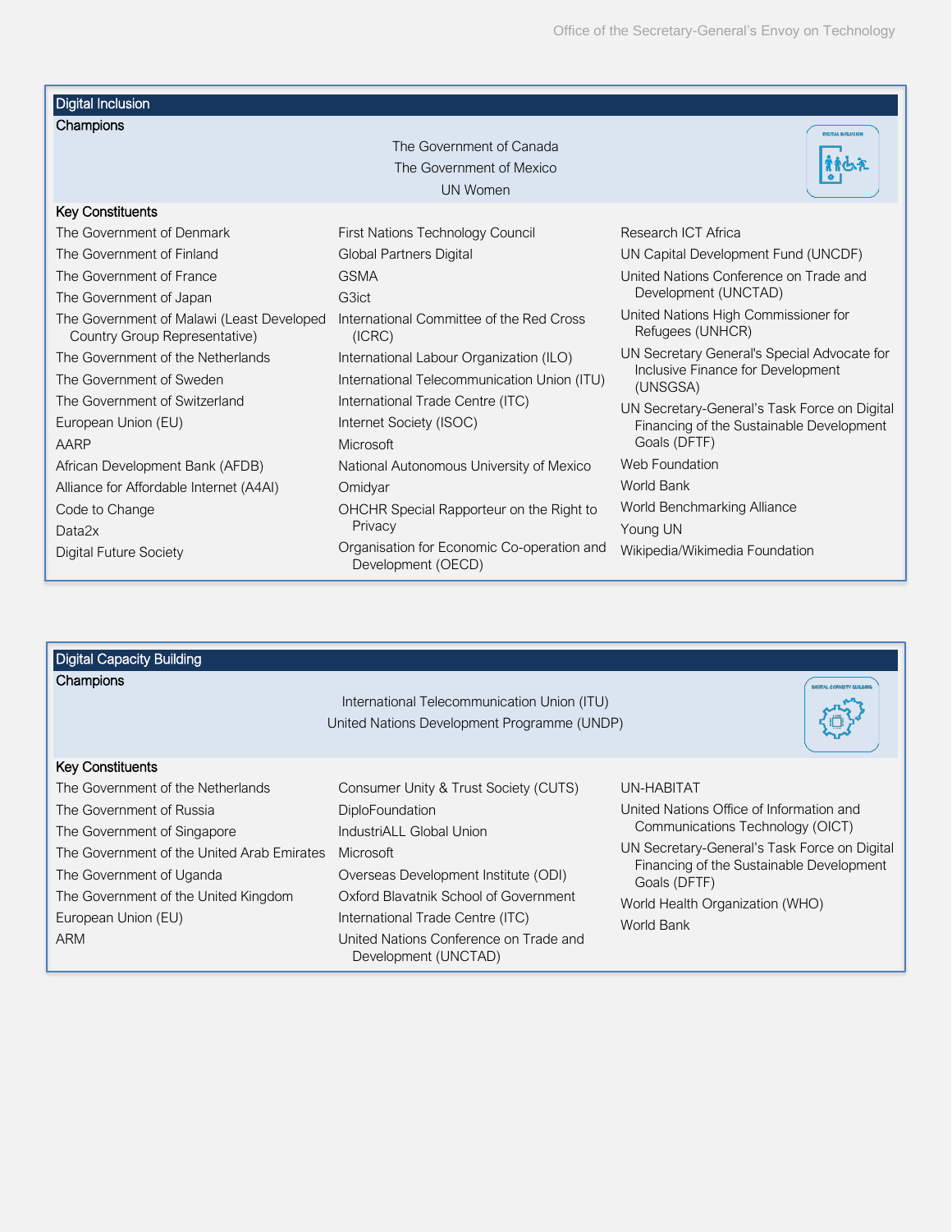## Digital Inclusion

### Champions

The Government of Canada
The Government of Mexico
UN Women

### Key Constituents

- The Government of Denmark
- The Government of Finland
- The Government of France
- The Government of Japan
- The Government of Malawi (Least Developed Country Group Representative)
- The Government of the Netherlands
- The Government of Sweden
- The Government of Switzerland
- European Union (EU)
- AARP
- African Development Bank (AFDB)
- Alliance for Affordable Internet (A4AI)
- Code to Change
- Data2x
- Digital Future Society
- First Nations Technology Council
- Global Partners Digital
- GSMA
- G3ict
- International Committee of the Red Cross (ICRC)
- International Labour Organization (ILO)
- International Telecommunication Union (ITU)
- International Trade Centre (ITC)
- Internet Society (ISOC)
- Microsoft
- National Autonomous University of Mexico
- Omidyar
- OHCHR Special Rapporteur on the Right to Privacy
- Organisation for Economic Co-operation and Development (OECD)
- Research ICT Africa
- UN Capital Development Fund (UNCDF)
- United Nations Conference on Trade and Development (UNCTAD)
- United Nations High Commissioner for Refugees (UNHCR)
- UN Secretary General's Special Advocate for Inclusive Finance for Development (UNSGSA)
- UN Secretary-General's Task Force on Digital Financing of the Sustainable Development Goals (DFTF)
- Web Foundation
- World Bank
- World Benchmarking Alliance
- Young UN
- Wikipedia/Wikimedia Foundation

## Digital Capacity Building

### Champions

International Telecommunication Union (ITU)
United Nations Development Programme (UNDP)

### Key Constituents

- The Government of the Netherlands
- The Government of Russia
- The Government of Singapore
- The Government of the United Arab Emirates
- The Government of Uganda
- The Government of the United Kingdom
- European Union (EU)
- ARM
- Consumer Unity & Trust Society (CUTS)
- DiploFoundation
- IndustriALL Global Union
- Microsoft
- Overseas Development Institute (ODI)
- Oxford Blavatnik School of Government
- International Trade Centre (ITC)
- United Nations Conference on Trade and Development (UNCTAD)
- UN-HABITAT
- United Nations Office of Information and Communications Technology (OICT)
- UN Secretary-General's Task Force on Digital Financing of the Sustainable Development Goals (DFTF)
- World Health Organization (WHO)
- World Bank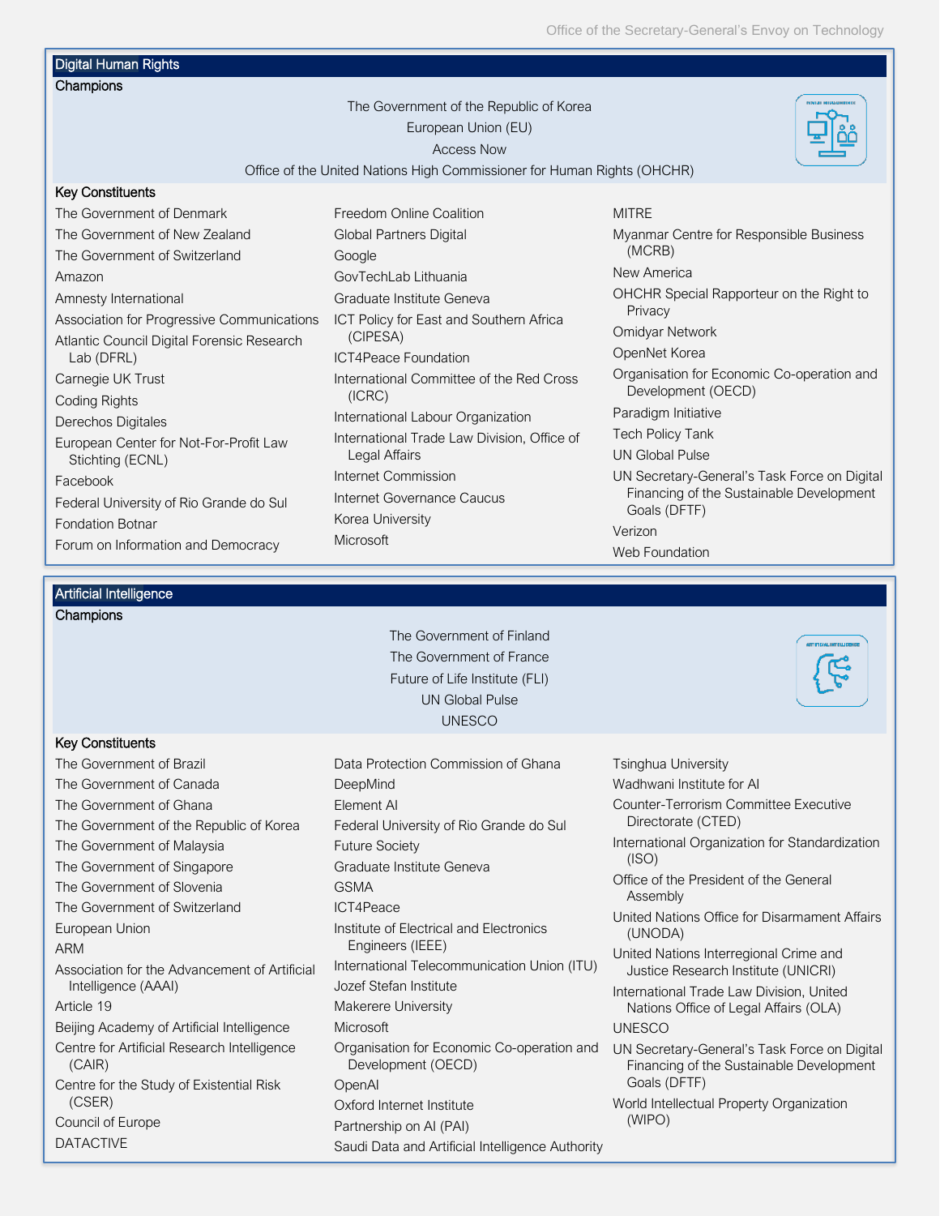## Digital Human Rights

### Champions

The Government of the Republic of Korea
European Union (EU)
Access Now
Office of the United Nations High Commissioner for Human Rights (OHCHR)

### Key Constituents

- The Government of Denmark
- The Government of New Zealand
- The Government of Switzerland
- Amazon
- Amnesty International
- Association for Progressive Communications
- Atlantic Council Digital Forensic Research Lab (DFRL)
- Carnegie UK Trust
- Coding Rights
- Derechos Digitales
- European Center for Not-For-Profit Law Stichting (ECNL)
- Facebook
- Federal University of Rio Grande do Sul
- Fondation Botnar
- Forum on Information and Democracy
- Freedom Online Coalition
- Global Partners Digital
- Google
- GovTechLab Lithuania
- Graduate Institute Geneva
- ICT Policy for East and Southern Africa (CIPESA)
- ICT4Peace Foundation
- International Committee of the Red Cross (ICRC)
- International Labour Organization
- International Trade Law Division, Office of Legal Affairs
- Internet Commission
- Internet Governance Caucus
- Korea University
- Microsoft
- MITRE
- Myanmar Centre for Responsible Business (MCRB)
- New America
- OHCHR Special Rapporteur on the Right to Privacy
- Omidyar Network
- OpenNet Korea
- Organisation for Economic Co-operation and Development (OECD)
- Paradigm Initiative
- Tech Policy Tank
- UN Global Pulse
- UN Secretary-General's Task Force on Digital Financing of the Sustainable Development Goals (DFTF)
- Verizon
- Web Foundation

## Artificial Intelligence

### Champions

The Government of Finland
The Government of France
Future of Life Institute (FLI)
UN Global Pulse
UNESCO

### Key Constituents

- The Government of Brazil
- The Government of Canada
- The Government of Ghana
- The Government of the Republic of Korea
- The Government of Malaysia
- The Government of Singapore
- The Government of Slovenia
- The Government of Switzerland
- European Union
- ARM
- Association for the Advancement of Artificial Intelligence (AAAI)
- Article 19
- Beijing Academy of Artificial Intelligence
- Centre for Artificial Research Intelligence (CAIR)
- Centre for the Study of Existential Risk (CSER)
- Council of Europe
- DATACTIVE
- Data Protection Commission of Ghana
- DeepMind
- Element AI
- Federal University of Rio Grande do Sul
- Future Society
- Graduate Institute Geneva
- GSMA
- ICT4Peace
- Institute of Electrical and Electronics Engineers (IEEE)
- International Telecommunication Union (ITU)
- Jozef Stefan Institute
- Makerere University
- Microsoft
- Organisation for Economic Co-operation and Development (OECD)
- OpenAI
- Oxford Internet Institute
- Partnership on AI (PAI)
- Saudi Data and Artificial Intelligence Authority
- Tsinghua University
- Wadhwani Institute for AI
- Counter-Terrorism Committee Executive Directorate (CTED)
- International Organization for Standardization (ISO)
- Office of the President of the General Assembly
- United Nations Office for Disarmament Affairs (UNODA)
- United Nations Interregional Crime and Justice Research Institute (UNICRI)
- International Trade Law Division, United Nations Office of Legal Affairs (OLA)
- UNESCO
- UN Secretary-General's Task Force on Digital Financing of the Sustainable Development Goals (DFTF)
- World Intellectual Property Organization (WIPO)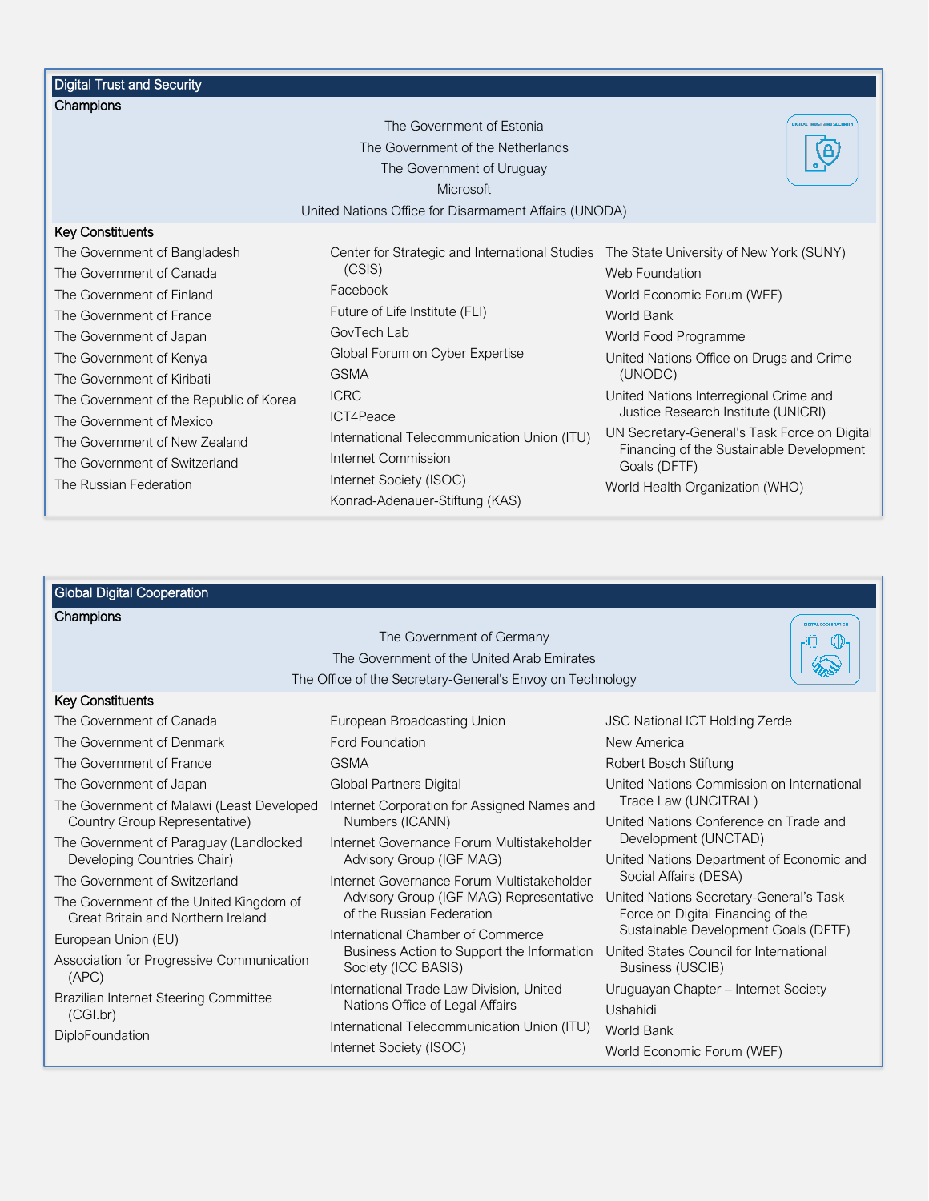## Digital Trust and Security

### Champions

The Government of Estonia
The Government of the Netherlands
The Government of Uruguay
Microsoft
United Nations Office for Disarmament Affairs (UNODA)

### Key Constituents

- The Government of Bangladesh
- The Government of Canada
- The Government of Finland
- The Government of France
- The Government of Japan
- The Government of Kenya
- The Government of Kiribati
- The Government of the Republic of Korea
- The Government of Mexico
- The Government of New Zealand
- The Government of Switzerland
- The Russian Federation
- Center for Strategic and International Studies (CSIS)
- Facebook
- Future of Life Institute (FLI)
- GovTech Lab
- Global Forum on Cyber Expertise
- GSMA
- ICRC
- ICT4Peace
- International Telecommunication Union (ITU)
- Internet Commission
- Internet Society (ISOC)
- Konrad-Adenauer-Stiftung (KAS)
- The State University of New York (SUNY)
- Web Foundation
- World Economic Forum (WEF)
- World Bank
- World Food Programme
- United Nations Office on Drugs and Crime (UNODC)
- United Nations Interregional Crime and Justice Research Institute (UNICRI)
- UN Secretary-General's Task Force on Digital Financing of the Sustainable Development Goals (DFTF)
- World Health Organization (WHO)

## Global Digital Cooperation

### Champions

The Government of Germany
The Government of the United Arab Emirates
The Office of the Secretary-General's Envoy on Technology

### Key Constituents

- The Government of Canada
- The Government of Denmark
- The Government of France
- The Government of Japan
- The Government of Malawi (Least Developed Country Group Representative)
- The Government of Paraguay (Landlocked Developing Countries Chair)
- The Government of Switzerland
- The Government of the United Kingdom of Great Britain and Northern Ireland
- European Union (EU)
- Association for Progressive Communication (APC)
- Brazilian Internet Steering Committee (CGI.br)
- DiploFoundation
- European Broadcasting Union
- Ford Foundation
- GSMA
- Global Partners Digital
- Internet Corporation for Assigned Names and Numbers (ICANN)
- Internet Governance Forum Multistakeholder Advisory Group (IGF MAG)
- Internet Governance Forum Multistakeholder Advisory Group (IGF MAG) Representative of the Russian Federation
- International Chamber of Commerce Business Action to Support the Information Society (ICC BASIS)
- International Trade Law Division, United Nations Office of Legal Affairs
- International Telecommunication Union (ITU)
- Internet Society (ISOC)
- JSC National ICT Holding Zerde
- New America
- Robert Bosch Stiftung
- United Nations Commission on International Trade Law (UNCITRAL)
- United Nations Conference on Trade and Development (UNCTAD)
- United Nations Department of Economic and Social Affairs (DESA)
- United Nations Secretary-General's Task Force on Digital Financing of the Sustainable Development Goals (DFTF)
- United States Council for International Business (USCIB)
- Uruguayan Chapter – Internet Society
- Ushahidi
- World Bank
- World Economic Forum (WEF)